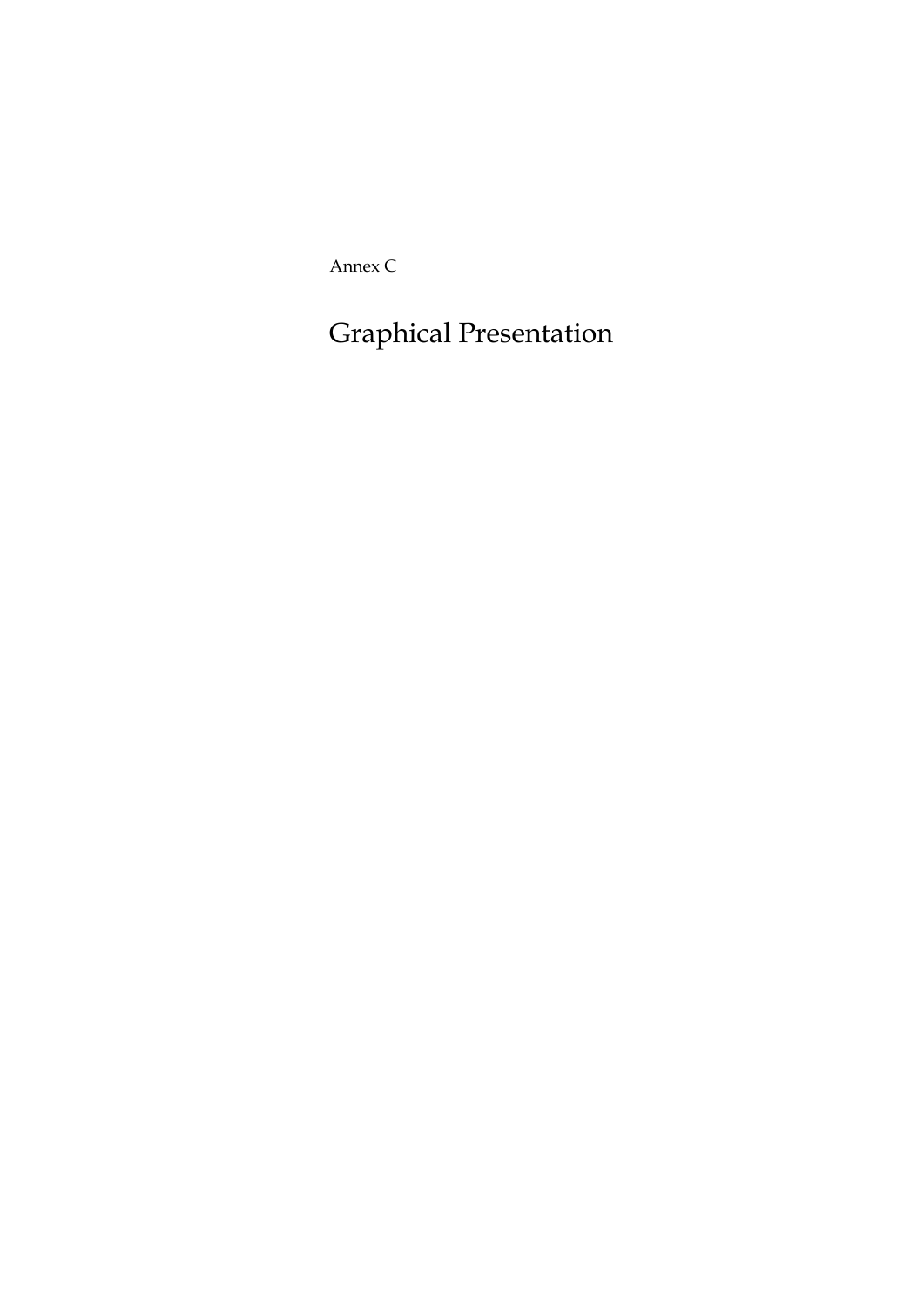Annex C

# Graphical Presentation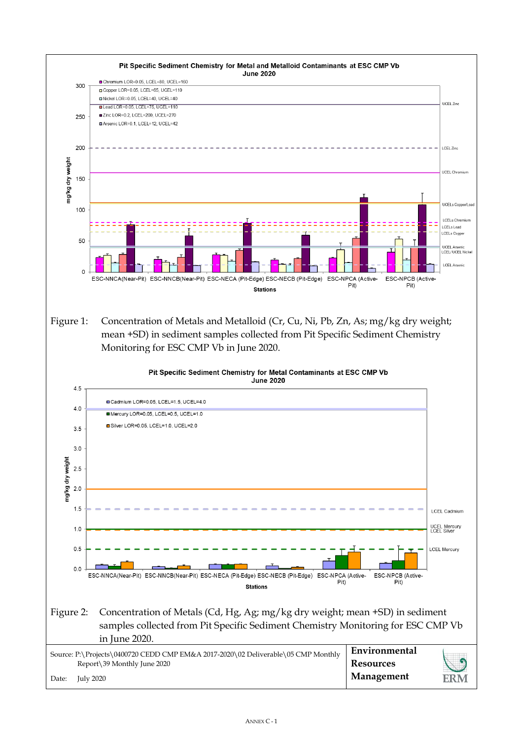**Pit Specific Sediment Chemistry for Metal and Metalloid Contaminants at ESC CMP Vb**
**June 2020**

- Chromium LOR=0.05, LCEL=80, UCEL=160
- Copper LOR=0.05, LCEL=65, UCEL=110
- Nickel LOR=0.05, LCEL=40, UCEL=40
- Lead LOR=0.05, LCEL=75, UCEL=110
- Zinc LOR=0.2, LCEL=200, UCEL=270
- Arsenic LOR=0.1, LCEL=12, UCEL=42

Figure 1: Concentration of Metals and Metalloid (Cr, Cu, Ni, Pb, Zn, As; mg/kg dry weight; mean +SD) in sediment samples collected from Pit Specific Sediment Chemistry Monitoring for ESC CMP Vb in June 2020.

**Pit Specific Sediment Chemistry for Metal Contaminants at ESC CMP Vb**
**June 2020**

- Cadmium LOR=0.05, LCEL=1.5, UCEL=4.0
- Mercury LOR=0.05, LCEL=0.5, UCEL=1.0
- Silver LOR=0.05, LCEL=1.0, UCEL=2.0

Figure 2: Concentration of Metals (Cd, Hg, Ag; mg/kg dry weight; mean +SD) in sediment samples collected from Pit Specific Sediment Chemistry Monitoring for ESC CMP Vb in June 2020.

| Source: P:\Projects\0400720 CEDD CMP EM&A 2017-2020\02 Deliverable\05 CMP Monthly Report\39 Monthly June 2020 | Environmental Resources Management |
|---|---|
| Date: July 2020 | |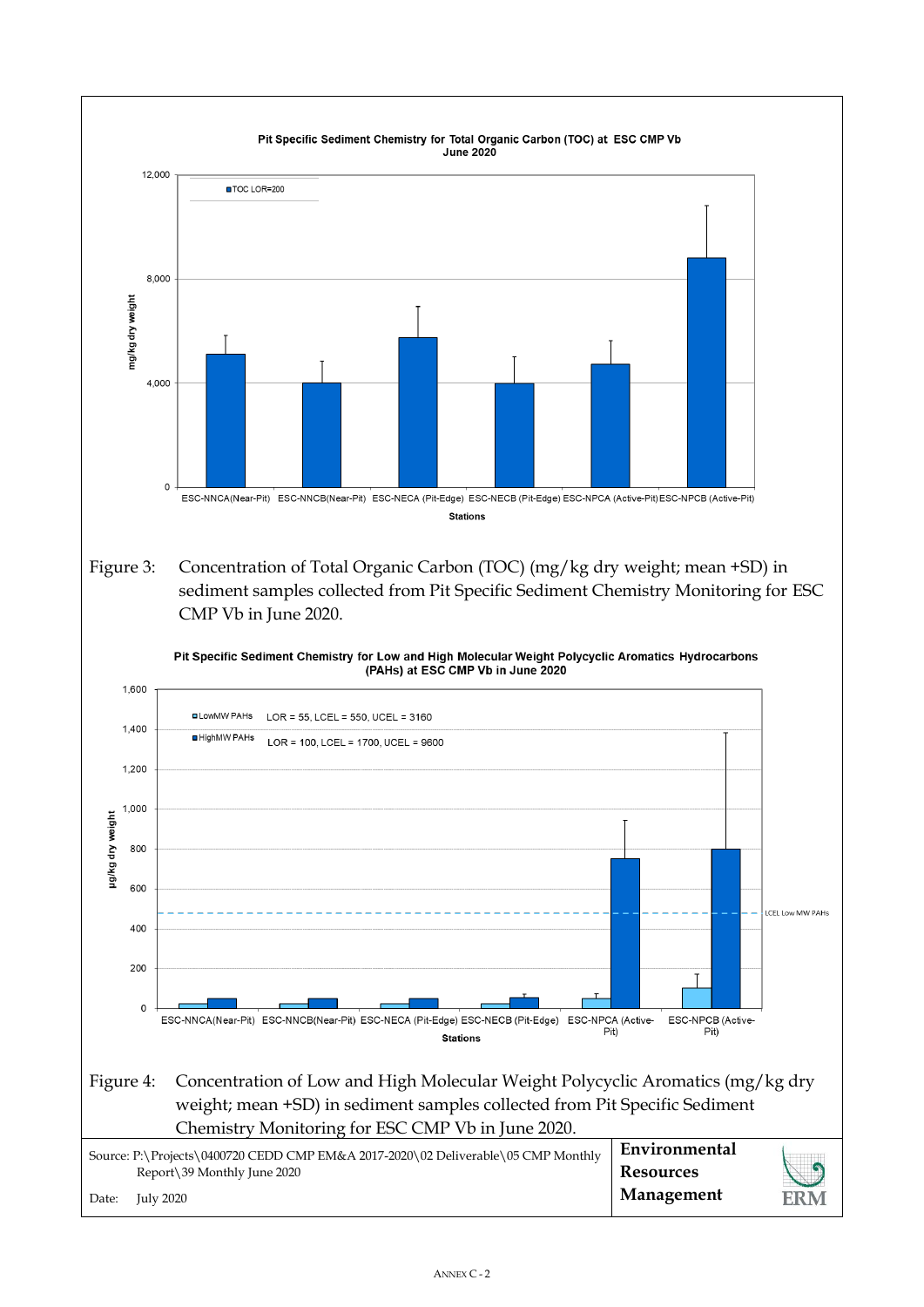Pit Specific Sediment Chemistry for Total Organic Carbon (TOC) at ESC CMP Vb
June 2020

Figure 3: Concentration of Total Organic Carbon (TOC) (mg/kg dry weight; mean +SD) in sediment samples collected from Pit Specific Sediment Chemistry Monitoring for ESC CMP Vb in June 2020.

Pit Specific Sediment Chemistry for Low and High Molecular Weight Polycyclic Aromatics Hydrocarbons (PAHs) at ESC CMP Vb in June 2020

Figure 4: Concentration of Low and High Molecular Weight Polycyclic Aromatics (mg/kg dry weight; mean +SD) in sediment samples collected from Pit Specific Sediment Chemistry Monitoring for ESC CMP Vb in June 2020.

Source: P:\Projects\0400720 CEDD CMP EM&A 2017-2020\02 Deliverable\05 CMP Monthly Report\39 Monthly June 2020

Date: July 2020

**Environmental Resources Management**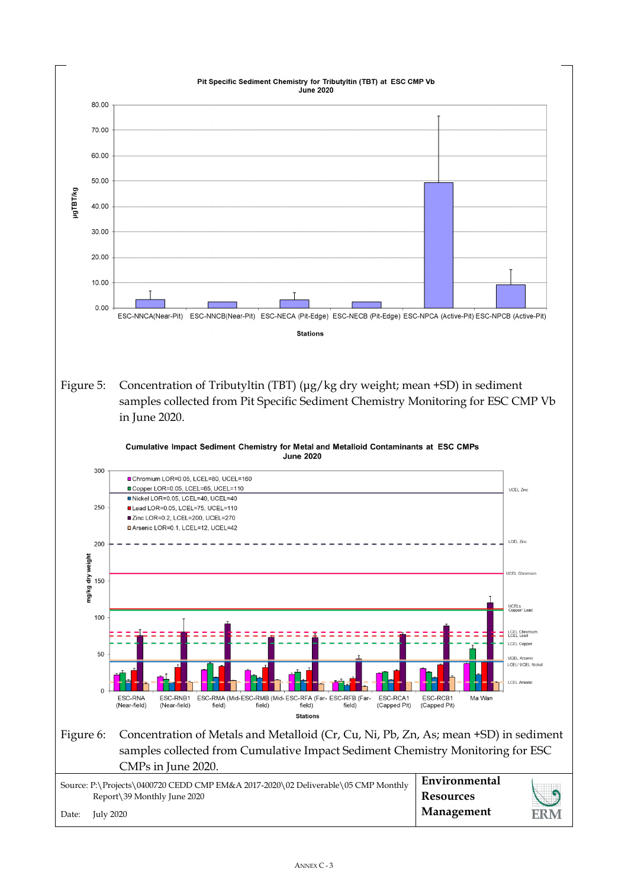Figure 5: Concentration of Tributyltin (TBT) (µg/kg dry weight; mean +SD) in sediment samples collected from Pit Specific Sediment Chemistry Monitoring for ESC CMP Vb in June 2020.

Figure 6: Concentration of Metals and Metalloid (Cr, Cu, Ni, Pb, Zn, As; mean +SD) in sediment samples collected from Cumulative Impact Sediment Chemistry Monitoring for ESC CMPs in June 2020.

Source: P:\Projects\0400720 CEDD CMP EM&A 2017-2020\02 Deliverable\05 CMP Monthly Report\39 Monthly June 2020

Date: July 2020

**Environmental Resources Management**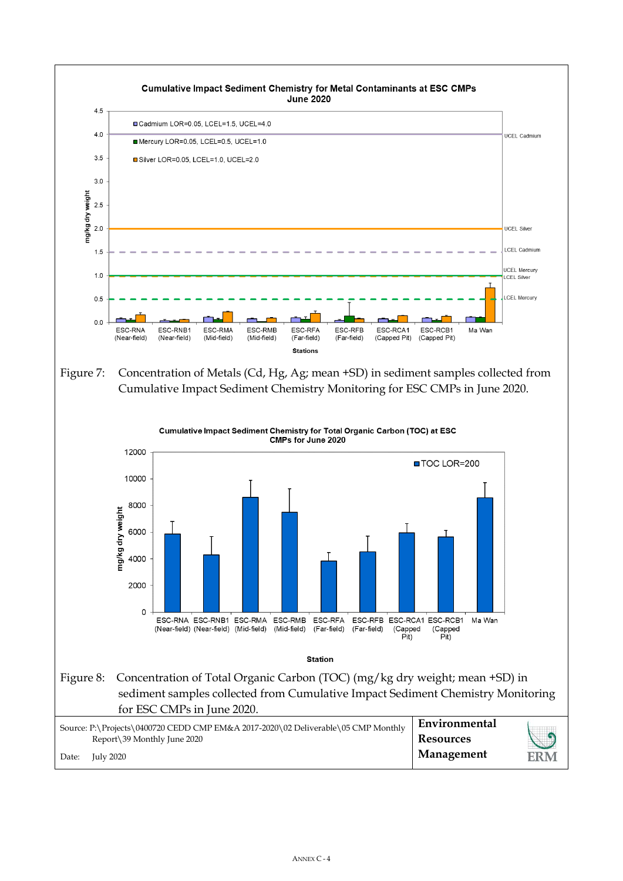Cumulative Impact Sediment Chemistry for Metal Contaminants at ESC CMPs June 2020

Figure 7: Concentration of Metals (Cd, Hg, Ag; mean +SD) in sediment samples collected from Cumulative Impact Sediment Chemistry Monitoring for ESC CMPs in June 2020.

Cumulative Impact Sediment Chemistry for Total Organic Carbon (TOC) at ESC CMPs for June 2020

Figure 8: Concentration of Total Organic Carbon (TOC) (mg/kg dry weight; mean +SD) in sediment samples collected from Cumulative Impact Sediment Chemistry Monitoring for ESC CMPs in June 2020.

Source: P:\Projects\0400720 CEDD CMP EM&A 2017-2020\02 Deliverable\05 CMP Monthly Report\39 Monthly June 2020

Date: July 2020

**Environmental Resources Management**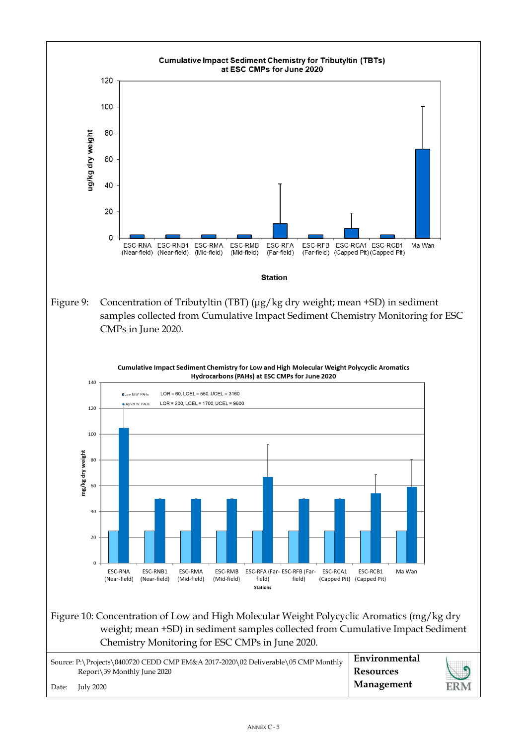Figure 9: Concentration of Tributyltin (TBT) (µg/kg dry weight; mean +SD) in sediment samples collected from Cumulative Impact Sediment Chemistry Monitoring for ESC CMPs in June 2020.

Figure 10: Concentration of Low and High Molecular Weight Polycyclic Aromatics (mg/kg dry weight; mean +SD) in sediment samples collected from Cumulative Impact Sediment Chemistry Monitoring for ESC CMPs in June 2020.

| Source: P:\Projects\0400720 CEDD CMP EM&A 2017-2020\02 Deliverable\05 CMP Monthly Report\39 Monthly June 2020 | Environmental Resources Management |
|---|---|
| Date: July 2020 | |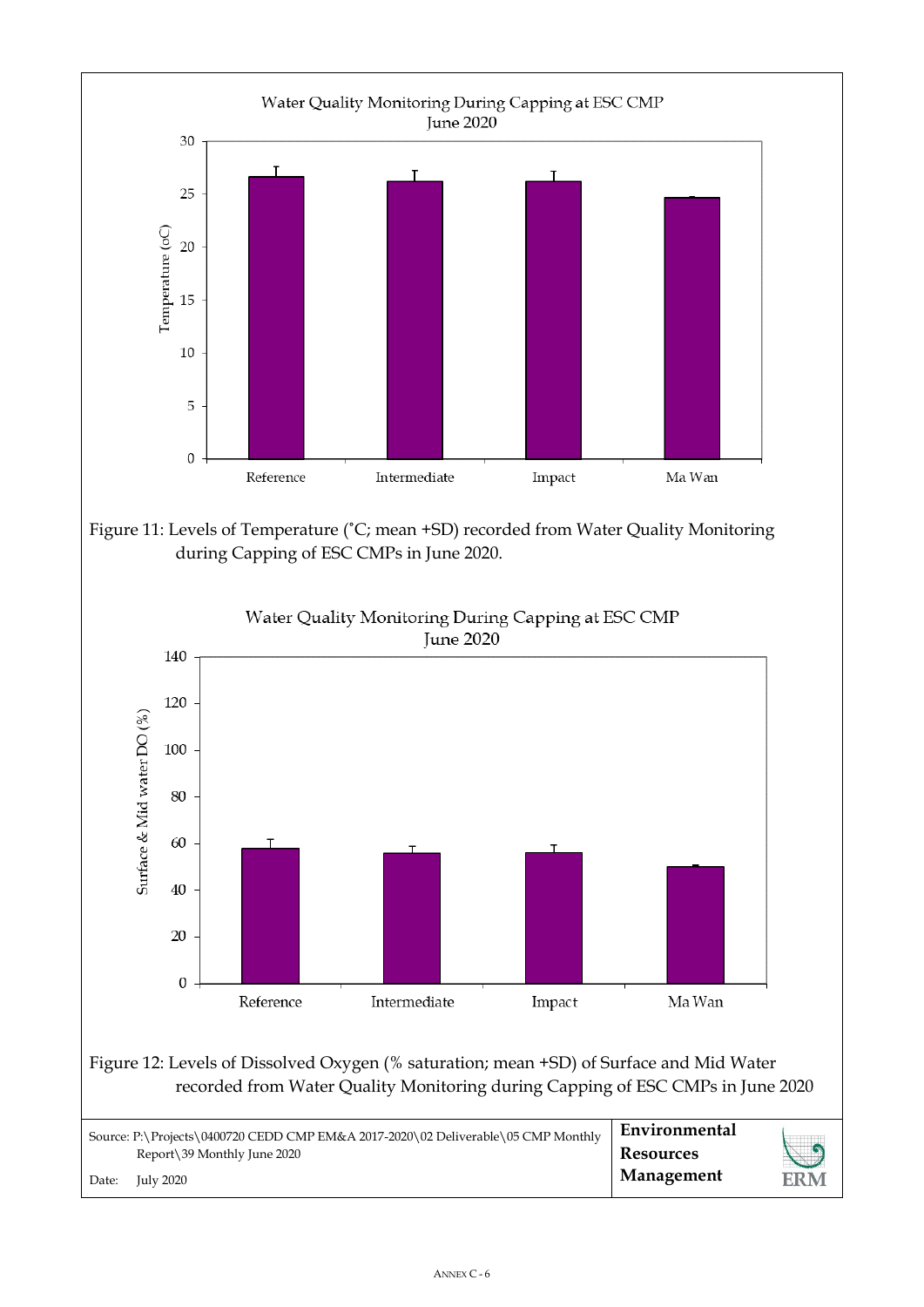Water Quality Monitoring During Capping at ESC CMP
June 2020

Figure 11: Levels of Temperature (˚C; mean +SD) recorded from Water Quality Monitoring during Capping of ESC CMPs in June 2020.

Water Quality Monitoring During Capping at ESC CMP
June 2020

Figure 12: Levels of Dissolved Oxygen (% saturation; mean +SD) of Surface and Mid Water recorded from Water Quality Monitoring during Capping of ESC CMPs in June 2020

| Source: P:\Projects\0400720 CEDD CMP EM&A 2017-2020\02 Deliverable\05 CMP Monthly Report\39 Monthly June 2020 | **Environmental Resources Management** |
| --- | --- |
| Date: July 2020 | |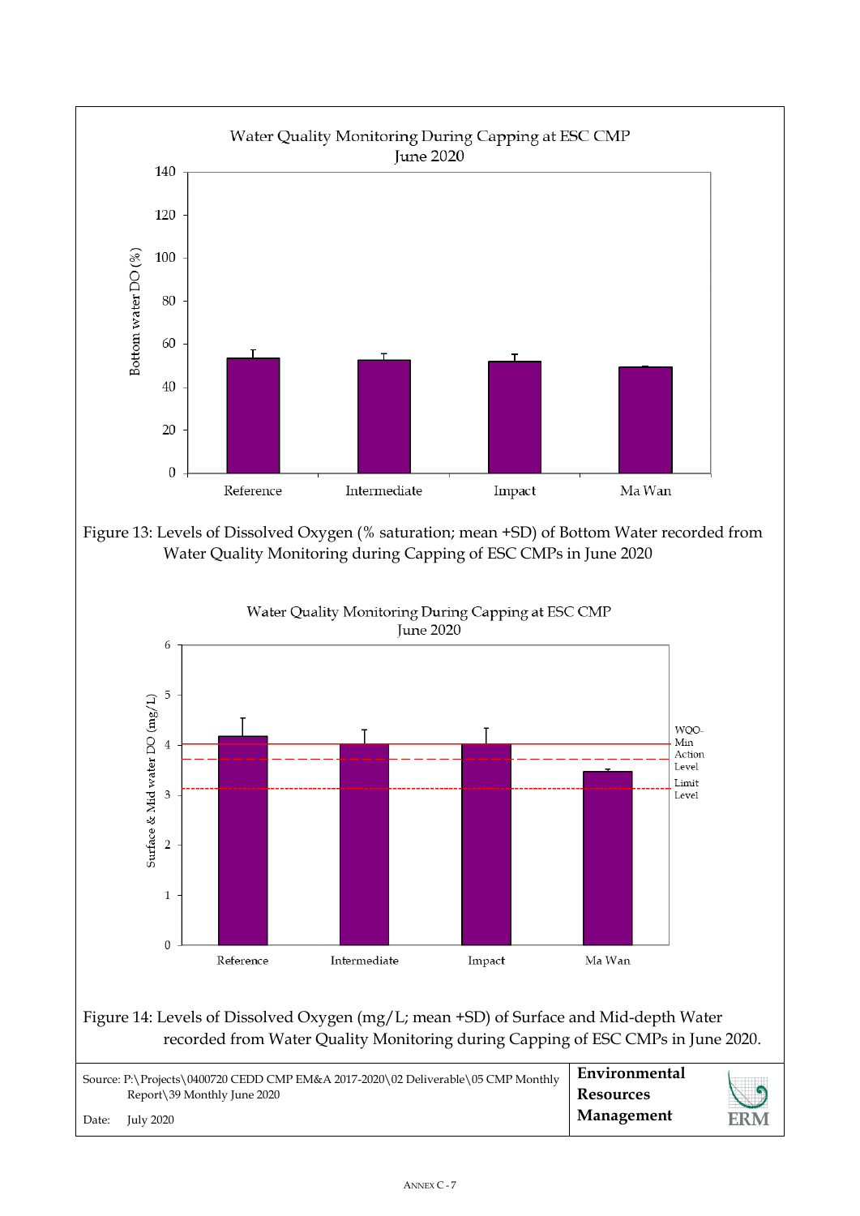Water Quality Monitoring During Capping at ESC CMP
June 2020

Figure 13: Levels of Dissolved Oxygen (% saturation; mean +SD) of Bottom Water recorded from Water Quality Monitoring during Capping of ESC CMPs in June 2020

Water Quality Monitoring During Capping at ESC CMP
June 2020

Figure 14: Levels of Dissolved Oxygen (mg/L; mean +SD) of Surface and Mid-depth Water recorded from Water Quality Monitoring during Capping of ESC CMPs in June 2020.

| Source: P:\Projects\0400720 CEDD CMP EM&A 2017-2020\02 Deliverable\05 CMP Monthly Report\39 Monthly June 2020<br><br>Date: July 2020 | **Environmental Resources Management** |
|---|---|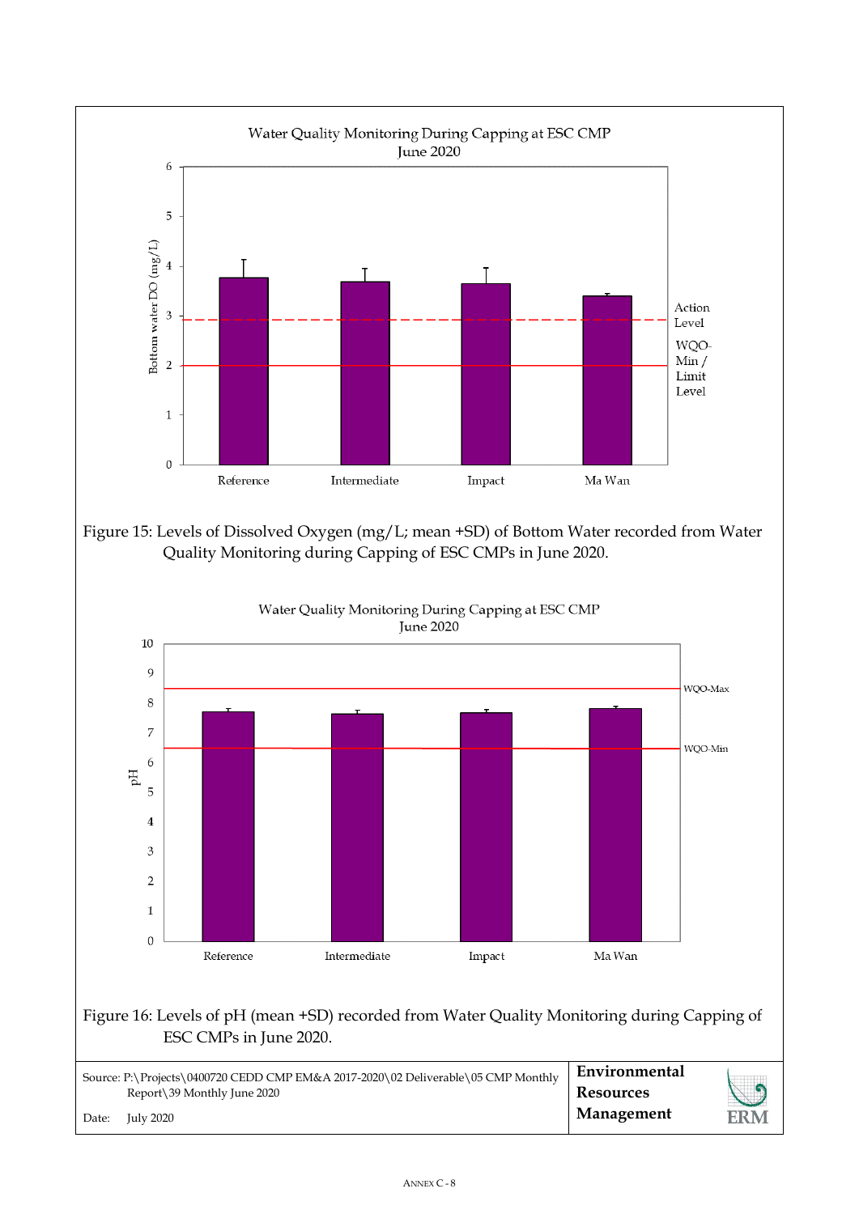Water Quality Monitoring During Capping at ESC CMP
June 2020

Figure 15: Levels of Dissolved Oxygen (mg/L; mean +SD) of Bottom Water recorded from Water Quality Monitoring during Capping of ESC CMPs in June 2020.

Water Quality Monitoring During Capping at ESC CMP
June 2020

Figure 16: Levels of pH (mean +SD) recorded from Water Quality Monitoring during Capping of ESC CMPs in June 2020.

Source: P:\Projects\0400720 CEDD CMP EM&A 2017-2020\02 Deliverable\05 CMP Monthly Report\39 Monthly June 2020

Date: July 2020

**Environmental Resources Management**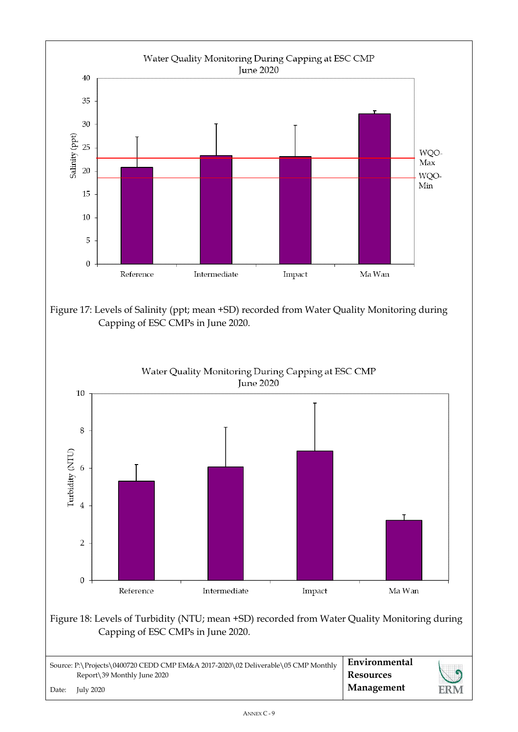Water Quality Monitoring During Capping at ESC CMP
June 2020

Figure 17: Levels of Salinity (ppt; mean +SD) recorded from Water Quality Monitoring during Capping of ESC CMPs in June 2020.

Water Quality Monitoring During Capping at ESC CMP
June 2020

Figure 18: Levels of Turbidity (NTU; mean +SD) recorded from Water Quality Monitoring during Capping of ESC CMPs in June 2020.

Source: P:\Projects\0400720 CEDD CMP EM&A 2017-2020\02 Deliverable\05 CMP Monthly Report\39 Monthly June 2020

Date: July 2020

**Environmental Resources Management**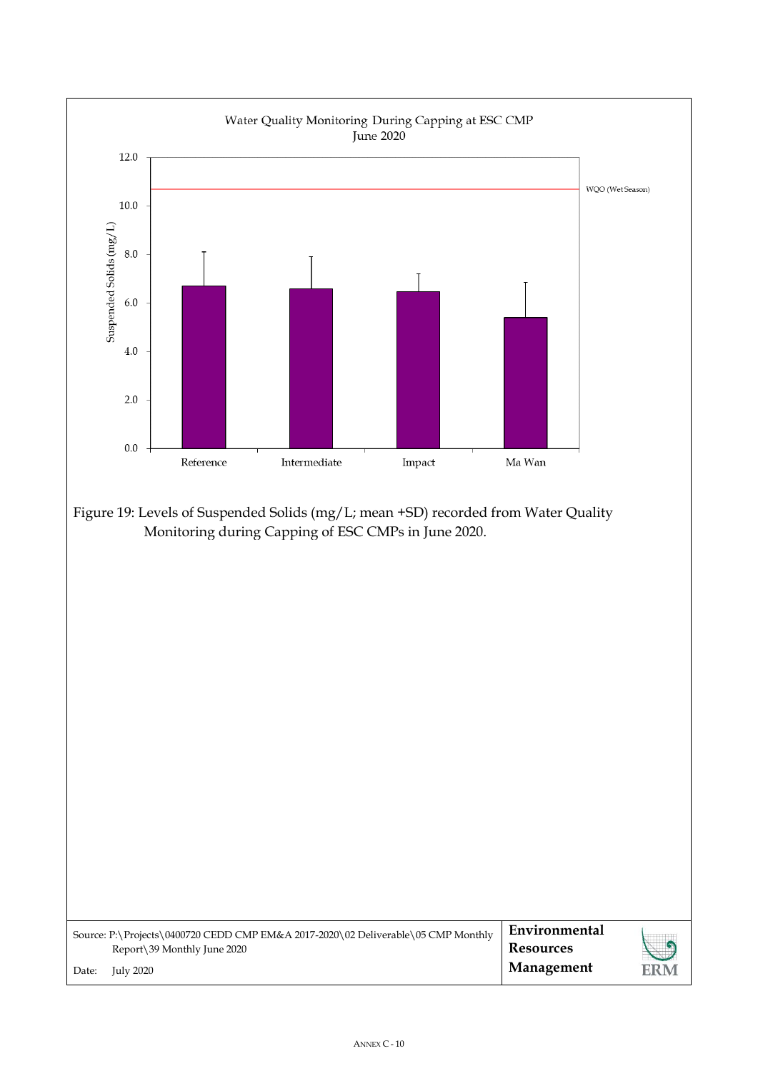Water Quality Monitoring During Capping at ESC CMP
June 2020

Suspended Solids (mg/L)

12.0
10.0
8.0
6.0
4.0
2.0
0.0

WQO (Wet Season)

Reference
Intermediate
Impact
Ma Wan

Figure 19: Levels of Suspended Solids (mg/L; mean +SD) recorded from Water Quality Monitoring during Capping of ESC CMPs in June 2020.

Source: P:\Projects\0400720 CEDD CMP EM&A 2017-2020\02 Deliverable\05 CMP Monthly Report\39 Monthly June 2020

Date: July 2020

**Environmental Resources Management**

ERM